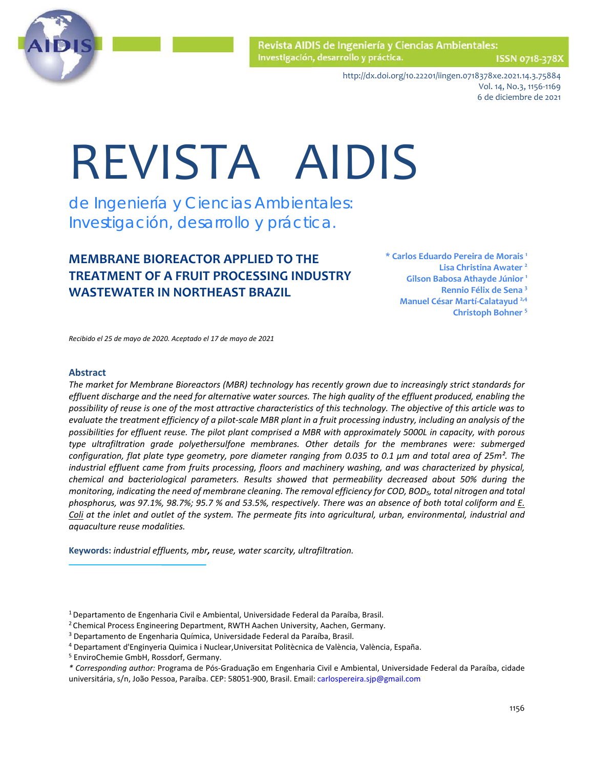# MEMBRANE BIOREACTOR APPLIED TO THE TREATMENT OF A FRUIT PROCESSING INDUSTRY WASTEWATER IN NORTHEAST BRAZIL

**\* Carlos Eduardo Pereira de Morais** [1]
**Lisa Christina Awater** [2]
**Gilson Babosa Athayde Júnior** [1]
**Rennio Félix de Sena** [3]
**Manuel César Martí-Calatayud** [2,4]
**Christoph Bohner** [5]

*Recibido el 25 de mayo de 2020. Aceptado el 17 de mayo de 2021*

## Abstract

*The market for Membrane Bioreactors (MBR) technology has recently grown due to increasingly strict standards for effluent discharge and the need for alternative water sources. The high quality of the effluent produced, enabling the possibility of reuse is one of the most attractive characteristics of this technology. The objective of this article was to evaluate the treatment efficiency of a pilot-scale MBR plant in a fruit processing industry, including an analysis of the possibilities for effluent reuse. The pilot plant comprised a MBR with approximately 5000L in capacity, with porous type ultrafiltration grade polyethersulfone membranes. Other details for the membranes were: submerged configuration, flat plate type geometry, pore diameter ranging from 0.035 to 0.1 µm and total area of 25m². The industrial effluent came from fruits processing, floors and machinery washing, and was characterized by physical, chemical and bacteriological parameters. Results showed that permeability decreased about 50% during the monitoring, indicating the need of membrane cleaning. The removal efficiency for COD, $BOD_5$, total nitrogen and total phosphorus, was 97.1%, 98.7%; 95.7 % and 53.5%, respectively. There was an absence of both total coliform and E. Coli at the inlet and outlet of the system. The permeate fits into agricultural, urban, environmental, industrial and aquaculture reuse modalities.*

**Keywords:** *industrial effluents, mbr, reuse, water scarcity, ultrafiltration.*

[1] Departamento de Engenharia Civil e Ambiental, Universidade Federal da Paraíba, Brasil.
[2] Chemical Process Engineering Department, RWTH Aachen University, Aachen, Germany.
[3] Departamento de Engenharia Química, Universidade Federal da Paraíba, Brasil.
[4] Departament d'Enginyeria Quimica i Nuclear,Universitat Politècnica de València, València, España.
[5] EnviroChemie GmbH, Rossdorf, Germany.
*\* Corresponding author:* Programa de Pós-Graduação em Engenharia Civil e Ambiental, Universidade Federal da Paraíba, cidade universitária, s/n, João Pessoa, Paraíba. CEP: 58051-900, Brasil. Email: carlospereira.sjp@gmail.com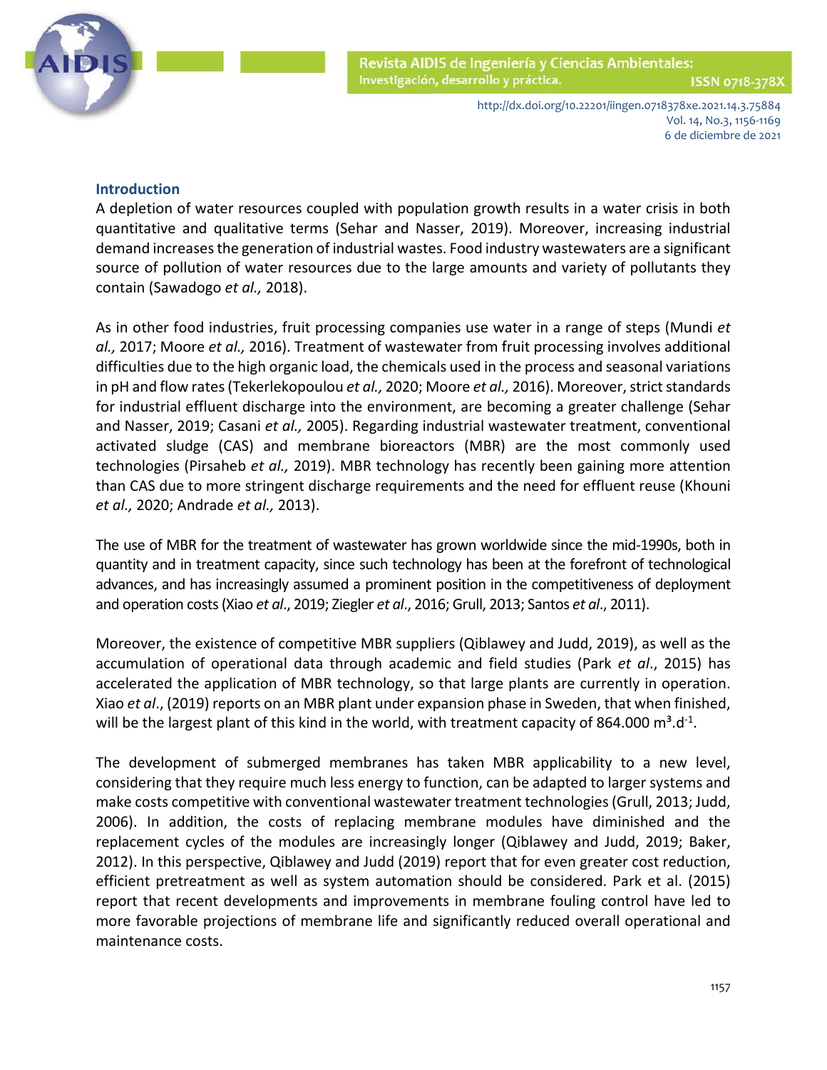## Introduction

A depletion of water resources coupled with population growth results in a water crisis in both quantitative and qualitative terms (Sehar and Nasser, 2019). Moreover, increasing industrial demand increases the generation of industrial wastes. Food industry wastewaters are a significant source of pollution of water resources due to the large amounts and variety of pollutants they contain (Sawadogo *et al.,* 2018).

As in other food industries, fruit processing companies use water in a range of steps (Mundi *et al.,* 2017; Moore *et al.,* 2016). Treatment of wastewater from fruit processing involves additional difficulties due to the high organic load, the chemicals used in the process and seasonal variations in pH and flow rates (Tekerlekopoulou *et al.,* 2020; Moore *et al.,* 2016). Moreover, strict standards for industrial effluent discharge into the environment, are becoming a greater challenge (Sehar and Nasser, 2019; Casani *et al.,* 2005). Regarding industrial wastewater treatment, conventional activated sludge (CAS) and membrane bioreactors (MBR) are the most commonly used technologies (Pirsaheb *et al.,* 2019). MBR technology has recently been gaining more attention than CAS due to more stringent discharge requirements and the need for effluent reuse (Khouni *et al.,* 2020; Andrade *et al.,* 2013).

The use of MBR for the treatment of wastewater has grown worldwide since the mid-1990s, both in quantity and in treatment capacity, since such technology has been at the forefront of technological advances, and has increasingly assumed a prominent position in the competitiveness of deployment and operation costs (Xiao *et al*., 2019; Ziegler *et al*., 2016; Grull, 2013; Santos *et al*., 2011).

Moreover, the existence of competitive MBR suppliers (Qiblawey and Judd, 2019), as well as the accumulation of operational data through academic and field studies (Park *et al*., 2015) has accelerated the application of MBR technology, so that large plants are currently in operation. Xiao *et al*., (2019) reports on an MBR plant under expansion phase in Sweden, that when finished, will be the largest plant of this kind in the world, with treatment capacity of 864.000 $m^3.d^{-1}$.

The development of submerged membranes has taken MBR applicability to a new level, considering that they require much less energy to function, can be adapted to larger systems and make costs competitive with conventional wastewater treatment technologies (Grull, 2013; Judd, 2006). In addition, the costs of replacing membrane modules have diminished and the replacement cycles of the modules are increasingly longer (Qiblawey and Judd, 2019; Baker, 2012). In this perspective, Qiblawey and Judd (2019) report that for even greater cost reduction, efficient pretreatment as well as system automation should be considered. Park et al. (2015) report that recent developments and improvements in membrane fouling control have led to more favorable projections of membrane life and significantly reduced overall operational and maintenance costs.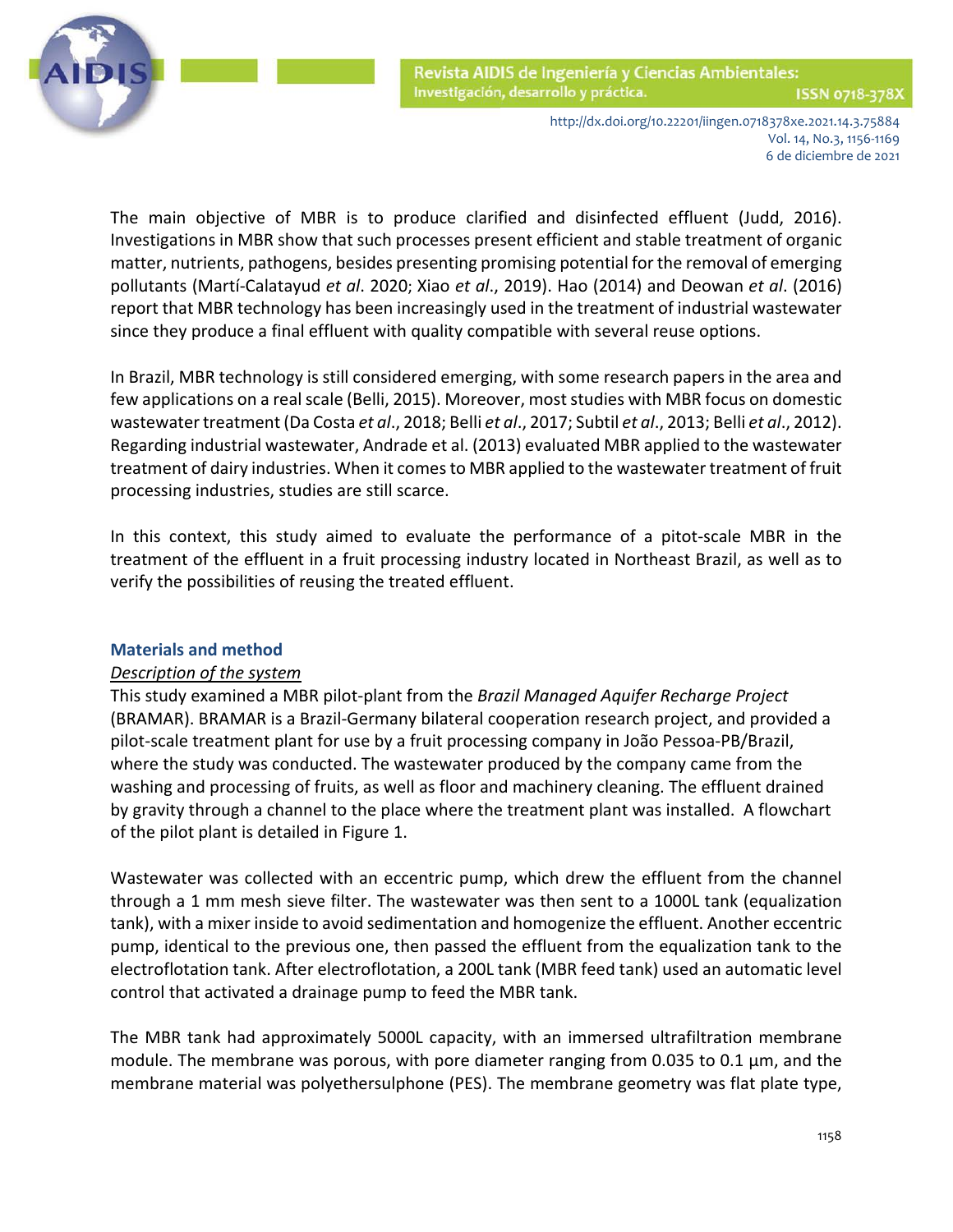The main objective of MBR is to produce clarified and disinfected effluent (Judd, 2016). Investigations in MBR show that such processes present efficient and stable treatment of organic matter, nutrients, pathogens, besides presenting promising potential for the removal of emerging pollutants (Martí-Calatayud *et al*. 2020; Xiao *et al*., 2019). Hao (2014) and Deowan *et al*. (2016) report that MBR technology has been increasingly used in the treatment of industrial wastewater since they produce a final effluent with quality compatible with several reuse options.

In Brazil, MBR technology is still considered emerging, with some research papers in the area and few applications on a real scale (Belli, 2015). Moreover, most studies with MBR focus on domestic wastewater treatment (Da Costa *et al*., 2018; Belli *et al*., 2017; Subtil *et al*., 2013; Belli *et al*., 2012). Regarding industrial wastewater, Andrade et al. (2013) evaluated MBR applied to the wastewater treatment of dairy industries. When it comes to MBR applied to the wastewater treatment of fruit processing industries, studies are still scarce.

In this context, this study aimed to evaluate the performance of a pitot-scale MBR in the treatment of the effluent in a fruit processing industry located in Northeast Brazil, as well as to verify the possibilities of reusing the treated effluent.

## Materials and method

### Description of the system

This study examined a MBR pilot-plant from the *Brazil Managed Aquifer Recharge Project* (BRAMAR). BRAMAR is a Brazil-Germany bilateral cooperation research project, and provided a pilot-scale treatment plant for use by a fruit processing company in João Pessoa-PB/Brazil, where the study was conducted. The wastewater produced by the company came from the washing and processing of fruits, as well as floor and machinery cleaning. The effluent drained by gravity through a channel to the place where the treatment plant was installed. A flowchart of the pilot plant is detailed in Figure 1.

Wastewater was collected with an eccentric pump, which drew the effluent from the channel through a 1 mm mesh sieve filter. The wastewater was then sent to a 1000L tank (equalization tank), with a mixer inside to avoid sedimentation and homogenize the effluent. Another eccentric pump, identical to the previous one, then passed the effluent from the equalization tank to the electroflotation tank. After electroflotation, a 200L tank (MBR feed tank) used an automatic level control that activated a drainage pump to feed the MBR tank.

The MBR tank had approximately 5000L capacity, with an immersed ultrafiltration membrane module. The membrane was porous, with pore diameter ranging from 0.035 to 0.1 µm, and the membrane material was polyethersulphone (PES). The membrane geometry was flat plate type,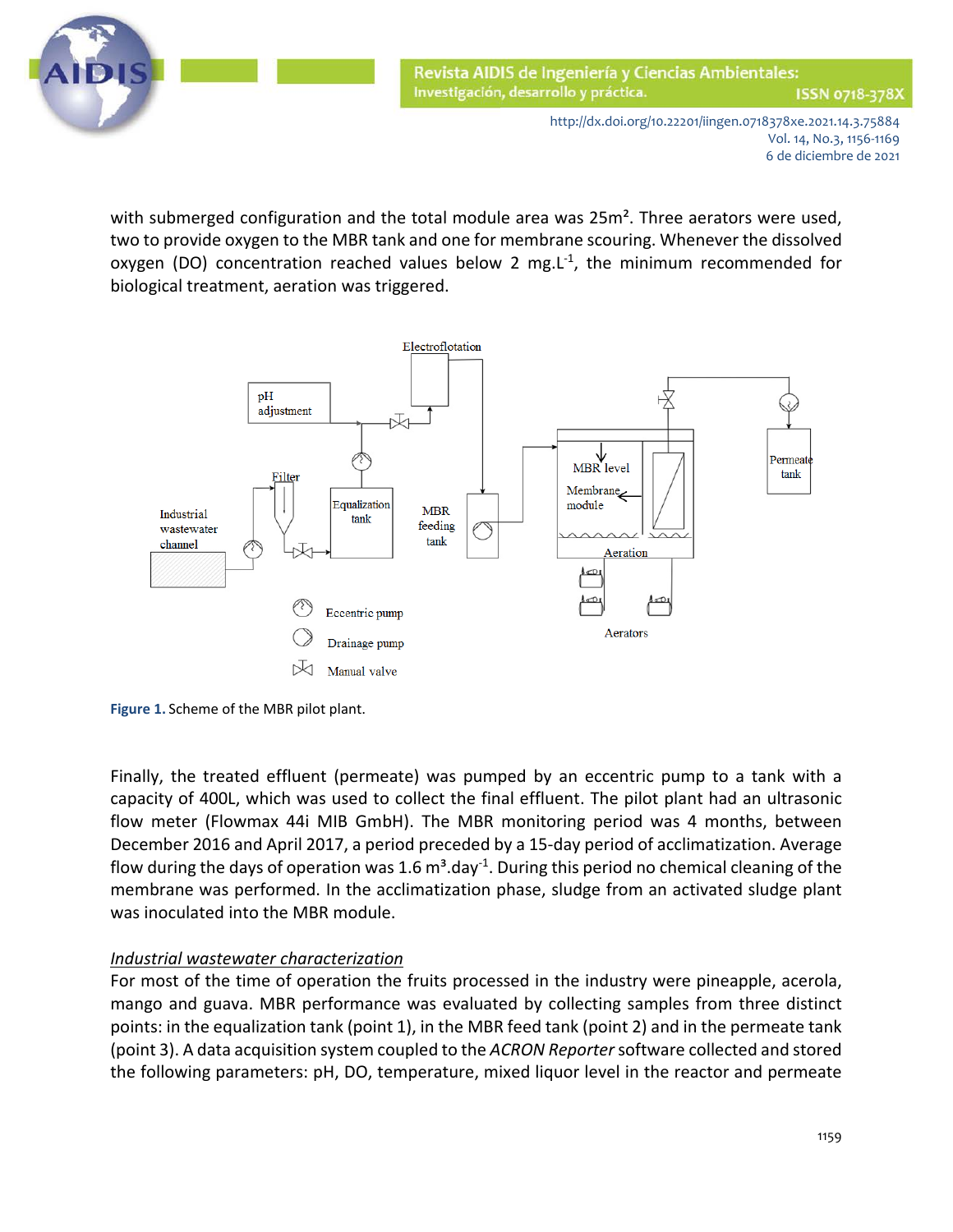with submerged configuration and the total module area was 25m². Three aerators were used, two to provide oxygen to the MBR tank and one for membrane scouring. Whenever the dissolved oxygen (DO) concentration reached values below 2 mg.L$^{-1}$, the minimum recommended for biological treatment, aeration was triggered.

**Figure 1.** Scheme of the MBR pilot plant.

Finally, the treated effluent (permeate) was pumped by an eccentric pump to a tank with a capacity of 400L, which was used to collect the final effluent. The pilot plant had an ultrasonic flow meter (Flowmax 44i MIB GmbH). The MBR monitoring period was 4 months, between December 2016 and April 2017, a period preceded by a 15-day period of acclimatization. Average flow during the days of operation was 1.6 m$^3$.day$^{-1}$. During this period no chemical cleaning of the membrane was performed. In the acclimatization phase, sludge from an activated sludge plant was inoculated into the MBR module.

*Industrial wastewater characterization*

For most of the time of operation the fruits processed in the industry were pineapple, acerola, mango and guava. MBR performance was evaluated by collecting samples from three distinct points: in the equalization tank (point 1), in the MBR feed tank (point 2) and in the permeate tank (point 3). A data acquisition system coupled to the *ACRON Reporter* software collected and stored the following parameters: pH, DO, temperature, mixed liquor level in the reactor and permeate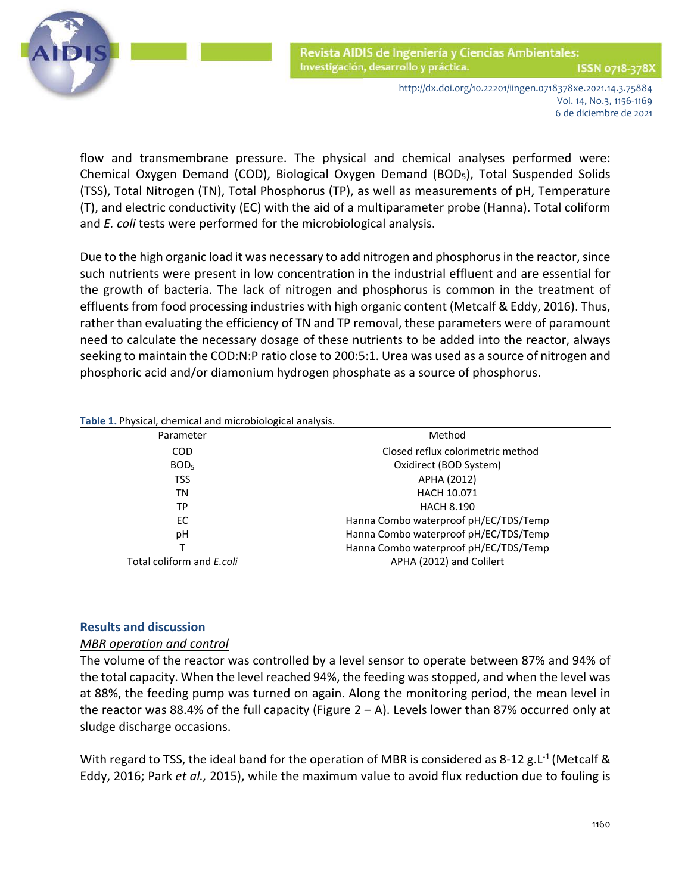flow and transmembrane pressure. The physical and chemical analyses performed were: Chemical Oxygen Demand (COD), Biological Oxygen Demand ($BOD_5$), Total Suspended Solids (TSS), Total Nitrogen (TN), Total Phosphorus (TP), as well as measurements of pH, Temperature (T), and electric conductivity (EC) with the aid of a multiparameter probe (Hanna). Total coliform and *E. coli* tests were performed for the microbiological analysis.

Due to the high organic load it was necessary to add nitrogen and phosphorus in the reactor, since such nutrients were present in low concentration in the industrial effluent and are essential for the growth of bacteria. The lack of nitrogen and phosphorus is common in the treatment of effluents from food processing industries with high organic content (Metcalf & Eddy, 2016). Thus, rather than evaluating the efficiency of TN and TP removal, these parameters were of paramount need to calculate the necessary dosage of these nutrients to be added into the reactor, always seeking to maintain the COD:N:P ratio close to 200:5:1. Urea was used as a source of nitrogen and phosphoric acid and/or diamonium hydrogen phosphate as a source of phosphorus.

**Table 1.** Physical, chemical and microbiological analysis.

| Parameter | Method |
|---|---|
| COD | Closed reflux colorimetric method |
| $BOD_5$ | Oxidirect (BOD System) |
| TSS | APHA (2012) |
| TN | HACH 10.071 |
| TP | HACH 8.190 |
| EC | Hanna Combo waterproof pH/EC/TDS/Temp |
| pH | Hanna Combo waterproof pH/EC/TDS/Temp |
| T | Hanna Combo waterproof pH/EC/TDS/Temp |
| Total coliform and *E.coli* | APHA (2012) and Colilert |

## Results and discussion

### *MBR operation and control*

The volume of the reactor was controlled by a level sensor to operate between 87% and 94% of the total capacity. When the level reached 94%, the feeding was stopped, and when the level was at 88%, the feeding pump was turned on again. Along the monitoring period, the mean level in the reactor was 88.4% of the full capacity (Figure 2 – A). Levels lower than 87% occurred only at sludge discharge occasions.

With regard to TSS, the ideal band for the operation of MBR is considered as 8-12 $g.L^{-1}$ (Metcalf & Eddy, 2016; Park *et al.,* 2015), while the maximum value to avoid flux reduction due to fouling is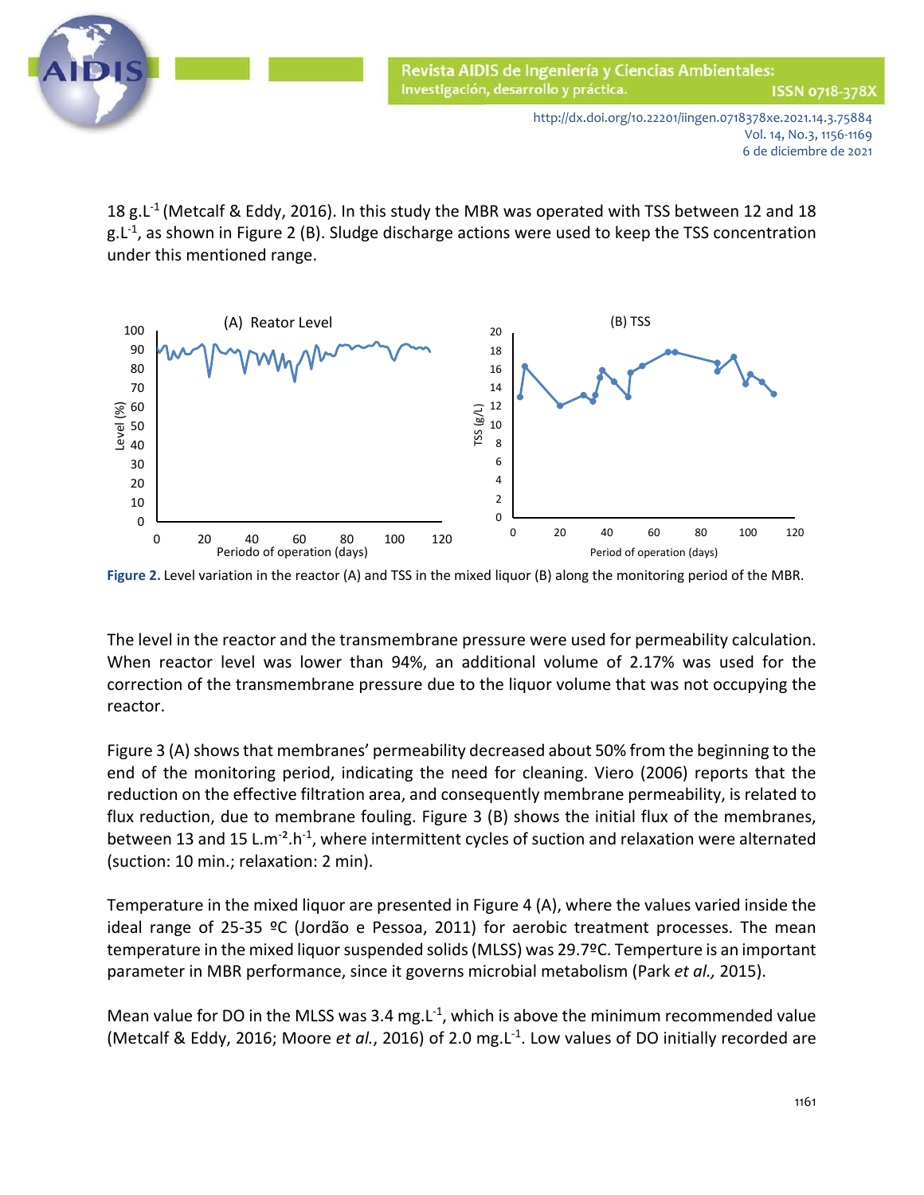18 g.L$^{-1}$ (Metcalf & Eddy, 2016). In this study the MBR was operated with TSS between 12 and 18 g.L$^{-1}$, as shown in Figure 2 (B). Sludge discharge actions were used to keep the TSS concentration under this mentioned range.

**Figure 2.** Level variation in the reactor (A) and TSS in the mixed liquor (B) along the monitoring period of the MBR.

The level in the reactor and the transmembrane pressure were used for permeability calculation. When reactor level was lower than 94%, an additional volume of 2.17% was used for the correction of the transmembrane pressure due to the liquor volume that was not occupying the reactor.

Figure 3 (A) shows that membranes' permeability decreased about 50% from the beginning to the end of the monitoring period, indicating the need for cleaning. Viero (2006) reports that the reduction on the effective filtration area, and consequently membrane permeability, is related to flux reduction, due to membrane fouling. Figure 3 (B) shows the initial flux of the membranes, between 13 and 15 L.m$^{-2}$.h$^{-1}$, where intermittent cycles of suction and relaxation were alternated (suction: 10 min.; relaxation: 2 min).

Temperature in the mixed liquor are presented in Figure 4 (A), where the values varied inside the ideal range of 25-35 ºC (Jordão e Pessoa, 2011) for aerobic treatment processes. The mean temperature in the mixed liquor suspended solids (MLSS) was 29.7ºC. Temperture is an important parameter in MBR performance, since it governs microbial metabolism (Park *et al.,* 2015).

Mean value for DO in the MLSS was 3.4 mg.L$^{-1}$, which is above the minimum recommended value (Metcalf & Eddy, 2016; Moore *et al.*, 2016) of 2.0 mg.L$^{-1}$. Low values of DO initially recorded are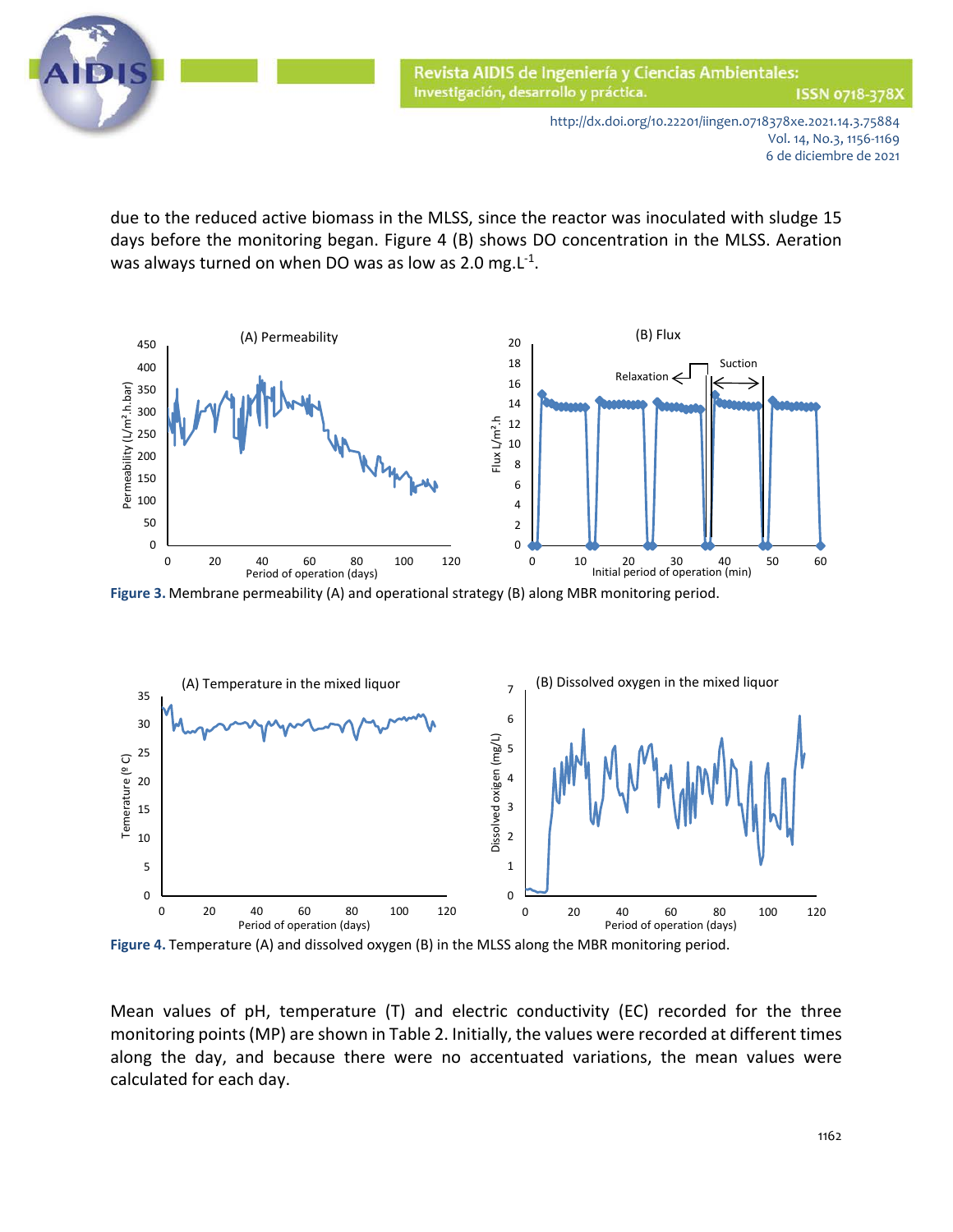due to the reduced active biomass in the MLSS, since the reactor was inoculated with sludge 15 days before the monitoring began. Figure 4 (B) shows DO concentration in the MLSS. Aeration was always turned on when DO was as low as 2.0 mg.L$^{-1}$.

**Figure 3.** Membrane permeability (A) and operational strategy (B) along MBR monitoring period.

**Figure 4.** Temperature (A) and dissolved oxygen (B) in the MLSS along the MBR monitoring period.

Mean values of pH, temperature (T) and electric conductivity (EC) recorded for the three monitoring points (MP) are shown in Table 2. Initially, the values were recorded at different times along the day, and because there were no accentuated variations, the mean values were calculated for each day.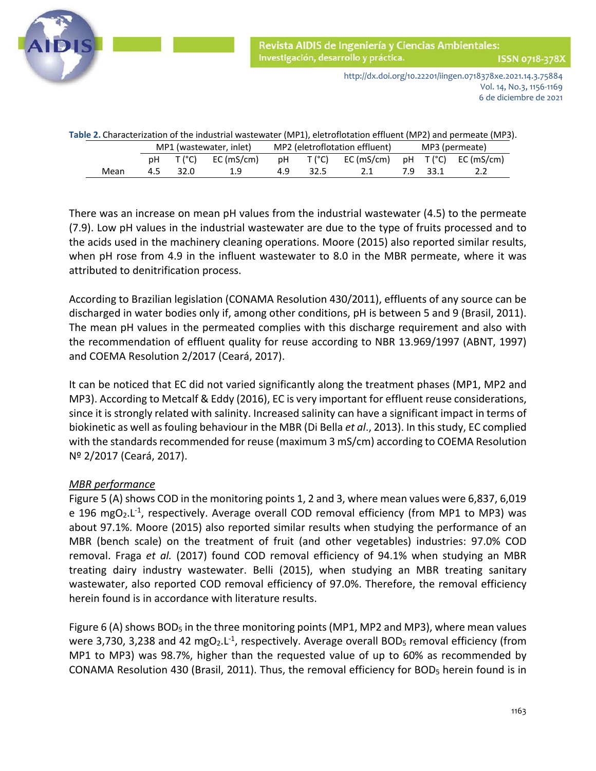**Table 2.** Characterization of the industrial wastewater (MP1), eletroflotation effluent (MP2) and permeate (MP3).

| | MP1 (wastewater, inlet) | | | MP2 (eletroflotation effluent) | | | MP3 (permeate) | | |
|---|---|---|---|---|---|---|---|---|---|
| | pH | T (°C) | EC (mS/cm) | pH | T (°C) | EC (mS/cm) | pH | T (°C) | EC (mS/cm) |
| Mean | 4.5 | 32.0 | 1.9 | 4.9 | 32.5 | 2.1 | 7.9 | 33.1 | 2.2 |

There was an increase on mean pH values from the industrial wastewater (4.5) to the permeate (7.9). Low pH values in the industrial wastewater are due to the type of fruits processed and to the acids used in the machinery cleaning operations. Moore (2015) also reported similar results, when pH rose from 4.9 in the influent wastewater to 8.0 in the MBR permeate, where it was attributed to denitrification process.

According to Brazilian legislation (CONAMA Resolution 430/2011), effluents of any source can be discharged in water bodies only if, among other conditions, pH is between 5 and 9 (Brasil, 2011). The mean pH values in the permeated complies with this discharge requirement and also with the recommendation of effluent quality for reuse according to NBR 13.969/1997 (ABNT, 1997) and COEMA Resolution 2/2017 (Ceará, 2017).

It can be noticed that EC did not varied significantly along the treatment phases (MP1, MP2 and MP3). According to Metcalf & Eddy (2016), EC is very important for effluent reuse considerations, since it is strongly related with salinity. Increased salinity can have a significant impact in terms of biokinetic as well as fouling behaviour in the MBR (Di Bella *et al*., 2013). In this study, EC complied with the standards recommended for reuse (maximum 3 mS/cm) according to COEMA Resolution Nº 2/2017 (Ceará, 2017).

*MBR performance*

Figure 5 (A) shows COD in the monitoring points 1, 2 and 3, where mean values were 6,837, 6,019 e 196 $mgO_2.L^{-1}$, respectively. Average overall COD removal efficiency (from MP1 to MP3) was about 97.1%. Moore (2015) also reported similar results when studying the performance of an MBR (bench scale) on the treatment of fruit (and other vegetables) industries: 97.0% COD removal. Fraga *et al.* (2017) found COD removal efficiency of 94.1% when studying an MBR treating dairy industry wastewater. Belli (2015), when studying an MBR treating sanitary wastewater, also reported COD removal efficiency of 97.0%. Therefore, the removal efficiency herein found is in accordance with literature results.

Figure 6 (A) shows $BOD_5$ in the three monitoring points (MP1, MP2 and MP3), where mean values were 3,730, 3,238 and 42 $mgO_2.L^{-1}$, respectively. Average overall $BOD_5$ removal efficiency (from MP1 to MP3) was 98.7%, higher than the requested value of up to 60% as recommended by CONAMA Resolution 430 (Brasil, 2011). Thus, the removal efficiency for $BOD_5$ herein found is in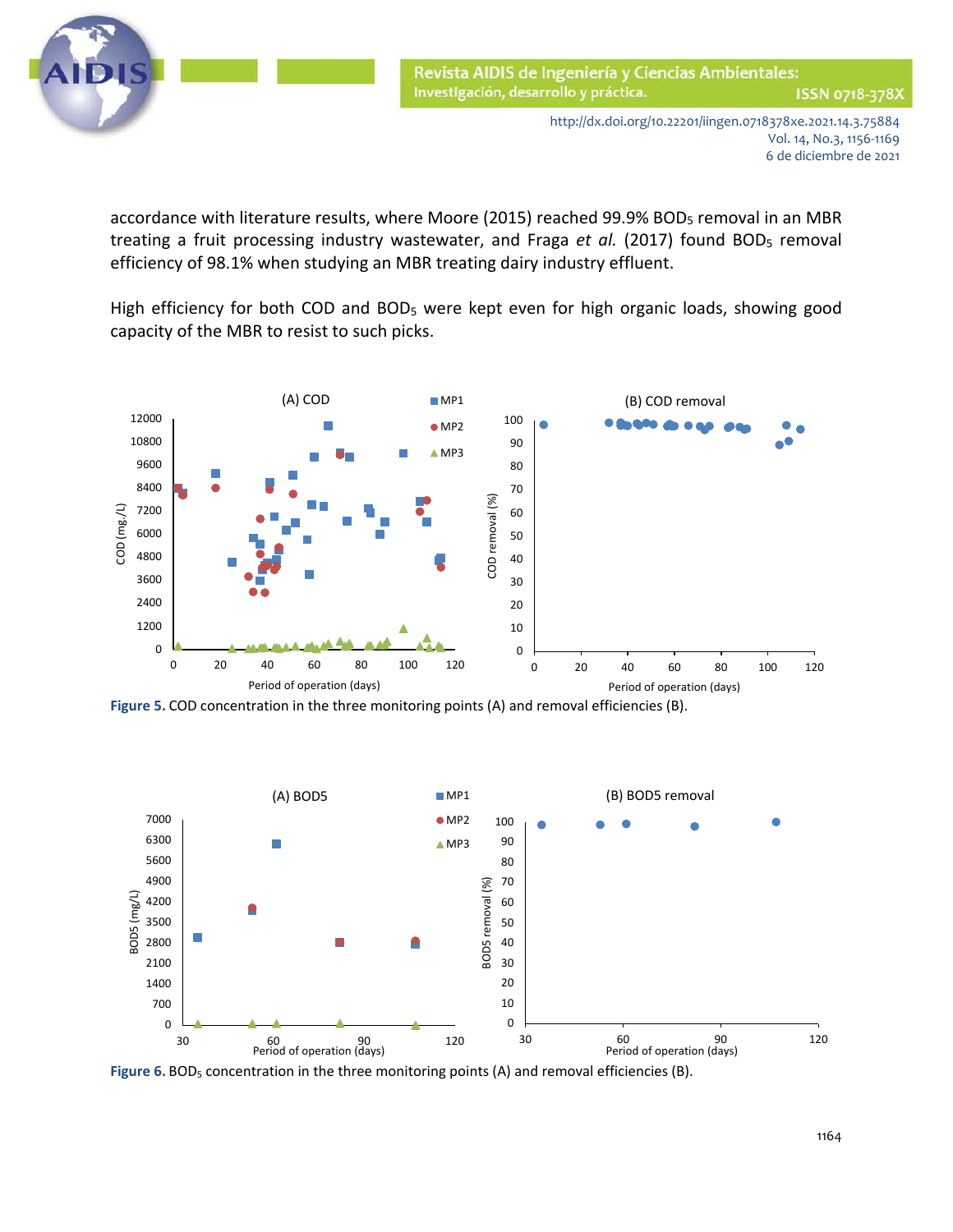accordance with literature results, where Moore (2015) reached 99.9% $BOD_5$ removal in an MBR treating a fruit processing industry wastewater, and Fraga *et al.* (2017) found $BOD_5$ removal efficiency of 98.1% when studying an MBR treating dairy industry effluent.

High efficiency for both COD and $BOD_5$ were kept even for high organic loads, showing good capacity of the MBR to resist to such picks.

**Figure 5.** COD concentration in the three monitoring points (A) and removal efficiencies (B).

**Figure 6.** $BOD_5$ concentration in the three monitoring points (A) and removal efficiencies (B).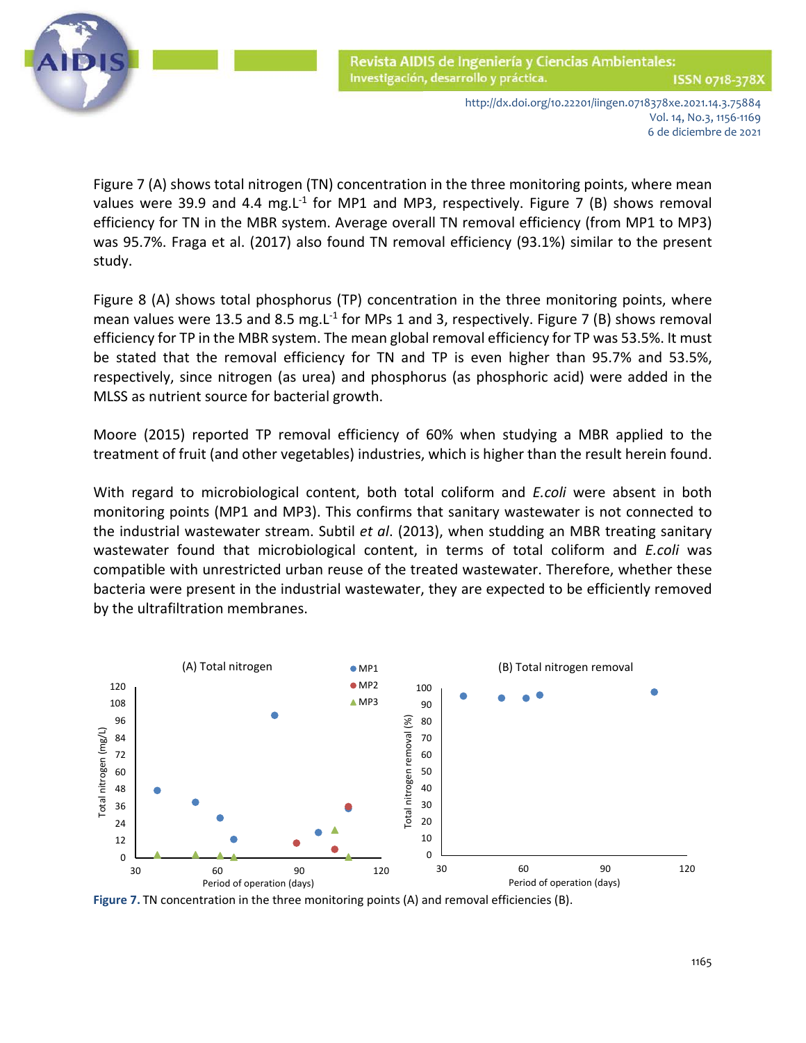Figure 7 (A) shows total nitrogen (TN) concentration in the three monitoring points, where mean values were 39.9 and 4.4 $mg.L^{-1}$ for MP1 and MP3, respectively. Figure 7 (B) shows removal efficiency for TN in the MBR system. Average overall TN removal efficiency (from MP1 to MP3) was 95.7%. Fraga et al. (2017) also found TN removal efficiency (93.1%) similar to the present study.

Figure 8 (A) shows total phosphorus (TP) concentration in the three monitoring points, where mean values were 13.5 and 8.5 $mg.L^{-1}$ for MPs 1 and 3, respectively. Figure 7 (B) shows removal efficiency for TP in the MBR system. The mean global removal efficiency for TP was 53.5%. It must be stated that the removal efficiency for TN and TP is even higher than 95.7% and 53.5%, respectively, since nitrogen (as urea) and phosphorus (as phosphoric acid) were added in the MLSS as nutrient source for bacterial growth.

Moore (2015) reported TP removal efficiency of 60% when studying a MBR applied to the treatment of fruit (and other vegetables) industries, which is higher than the result herein found.

With regard to microbiological content, both total coliform and *E.coli* were absent in both monitoring points (MP1 and MP3). This confirms that sanitary wastewater is not connected to the industrial wastewater stream. Subtil *et al*. (2013), when studding an MBR treating sanitary wastewater found that microbiological content, in terms of total coliform and *E.coli* was compatible with unrestricted urban reuse of the treated wastewater. Therefore, whether these bacteria were present in the industrial wastewater, they are expected to be efficiently removed by the ultrafiltration membranes.

**Figure 7.** TN concentration in the three monitoring points (A) and removal efficiencies (B).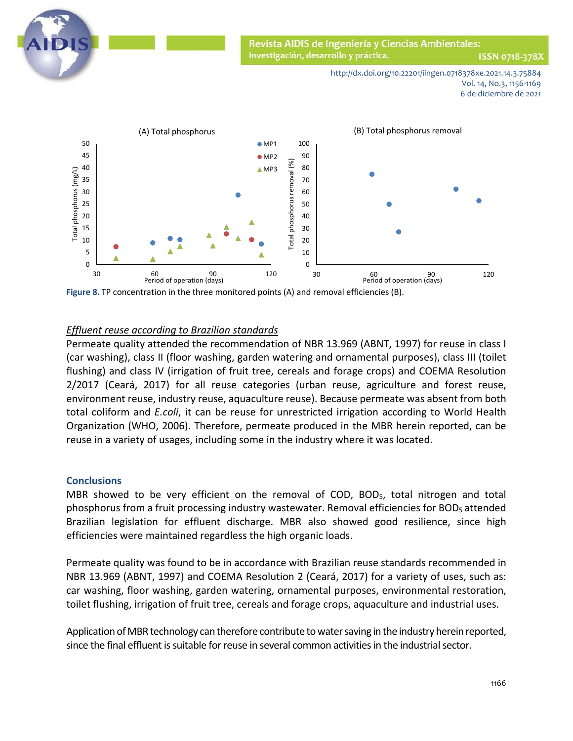Figure 8. TP concentration in the three monitored points (A) and removal efficiencies (B).

*Effluent reuse according to Brazilian standards*

Permeate quality attended the recommendation of NBR 13.969 (ABNT, 1997) for reuse in class I (car washing), class II (floor washing, garden watering and ornamental purposes), class III (toilet flushing) and class IV (irrigation of fruit tree, cereals and forage crops) and COEMA Resolution 2/2017 (Ceará, 2017) for all reuse categories (urban reuse, agriculture and forest reuse, environment reuse, industry reuse, aquaculture reuse). Because permeate was absent from both total coliform and *E.coli*, it can be reuse for unrestricted irrigation according to World Health Organization (WHO, 2006). Therefore, permeate produced in the MBR herein reported, can be reuse in a variety of usages, including some in the industry where it was located.

## Conclusions

MBR showed to be very efficient on the removal of COD, $BOD_5$, total nitrogen and total phosphorus from a fruit processing industry wastewater. Removal efficiencies for $BOD_5$ attended Brazilian legislation for effluent discharge. MBR also showed good resilience, since high efficiencies were maintained regardless the high organic loads.

Permeate quality was found to be in accordance with Brazilian reuse standards recommended in NBR 13.969 (ABNT, 1997) and COEMA Resolution 2 (Ceará, 2017) for a variety of uses, such as: car washing, floor washing, garden watering, ornamental purposes, environmental restoration, toilet flushing, irrigation of fruit tree, cereals and forage crops, aquaculture and industrial uses.

Application of MBR technology can therefore contribute to water saving in the industry herein reported, since the final effluent is suitable for reuse in several common activities in the industrial sector.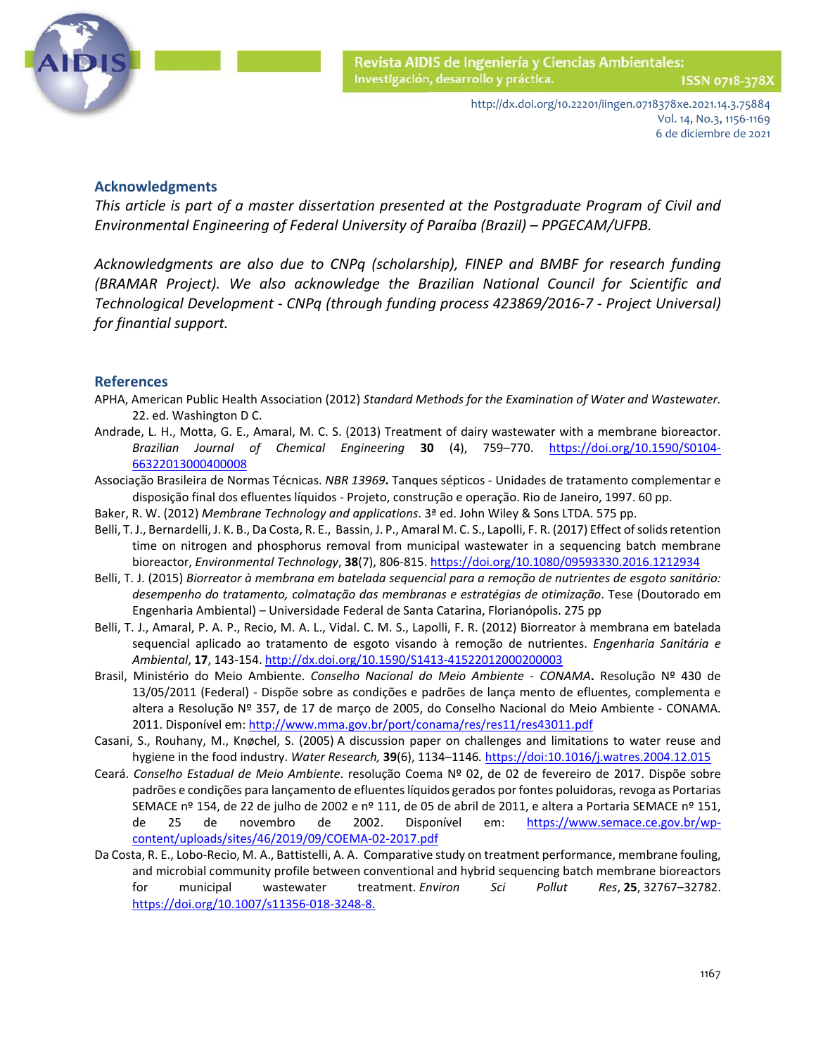## Acknowledgments

*This article is part of a master dissertation presented at the Postgraduate Program of Civil and Environmental Engineering of Federal University of Paraíba (Brazil) – PPGECAM/UFPB.*

*Acknowledgments are also due to CNPq (scholarship), FINEP and BMBF for research funding (BRAMAR Project). We also acknowledge the Brazilian National Council for Scientific and Technological Development - CNPq (through funding process 423869/2016-7 - Project Universal) for finantial support.*

## References

APHA, American Public Health Association (2012) *Standard Methods for the Examination of Water and Wastewater.* 22. ed. Washington D C.

Andrade, L. H., Motta, G. E., Amaral, M. C. S. (2013) Treatment of dairy wastewater with a membrane bioreactor. *Brazilian Journal of Chemical Engineering* **30** (4), 759–770. https://doi.org/10.1590/S0104-66322013000400008

Associação Brasileira de Normas Técnicas. *NBR 13969***.** Tanques sépticos - Unidades de tratamento complementar e disposição final dos efluentes líquidos - Projeto, construção e operação. Rio de Janeiro, 1997. 60 pp.

Baker, R. W. (2012) *Membrane Technology and applications*. 3ª ed. John Wiley & Sons LTDA. 575 pp.

Belli, T. J., Bernardelli, J. K. B., Da Costa, R. E., Bassin, J. P., Amaral M. C. S., Lapolli, F. R. (2017) Effect of solids retention time on nitrogen and phosphorus removal from municipal wastewater in a sequencing batch membrane bioreactor, *Environmental Technology*, **38**(7), 806-815. https://doi.org/10.1080/09593330.2016.1212934

Belli, T. J. (2015) *Biorreator à membrana em batelada sequencial para a remoção de nutrientes de esgoto sanitário: desempenho do tratamento, colmatação das membranas e estratégias de otimização*. Tese (Doutorado em Engenharia Ambiental) – Universidade Federal de Santa Catarina, Florianópolis. 275 pp

Belli, T. J., Amaral, P. A. P., Recio, M. A. L., Vidal. C. M. S., Lapolli, F. R. (2012) Biorreator à membrana em batelada sequencial aplicado ao tratamento de esgoto visando à remoção de nutrientes. *Engenharia Sanitária e Ambiental*, **17**, 143-154. http://dx.doi.org/10.1590/S1413-41522012000200003

Brasil, Ministério do Meio Ambiente. *Conselho Nacional do Meio Ambiente - CONAMA***.** Resolução Nº 430 de 13/05/2011 (Federal) - Dispõe sobre as condições e padrões de lança mento de efluentes, complementa e altera a Resolução Nº 357, de 17 de março de 2005, do Conselho Nacional do Meio Ambiente - CONAMA. 2011. Disponível em: http://www.mma.gov.br/port/conama/res/res11/res43011.pdf

Casani, S., Rouhany, M., Knøchel, S. (2005) A discussion paper on challenges and limitations to water reuse and hygiene in the food industry. *Water Research,* **39**(6), 1134–1146*.* https://doi:10.1016/j.watres.2004.12.015

Ceará. *Conselho Estadual de Meio Ambiente*. resolução Coema Nº 02, de 02 de fevereiro de 2017. Dispõe sobre padrões e condições para lançamento de efluentes líquidos gerados por fontes poluidoras, revoga as Portarias SEMACE nº 154, de 22 de julho de 2002 e nº 111, de 05 de abril de 2011, e altera a Portaria SEMACE nº 151, de 25 de novembro de 2002. Disponível em: https://www.semace.ce.gov.br/wp-content/uploads/sites/46/2019/09/COEMA-02-2017.pdf

Da Costa, R. E., Lobo-Recio, M. A., Battistelli, A. A. Comparative study on treatment performance, membrane fouling, and microbial community profile between conventional and hybrid sequencing batch membrane bioreactors for municipal wastewater treatment. *Environ Sci Pollut Res*, **25**, 32767–32782. https://doi.org/10.1007/s11356-018-3248-8.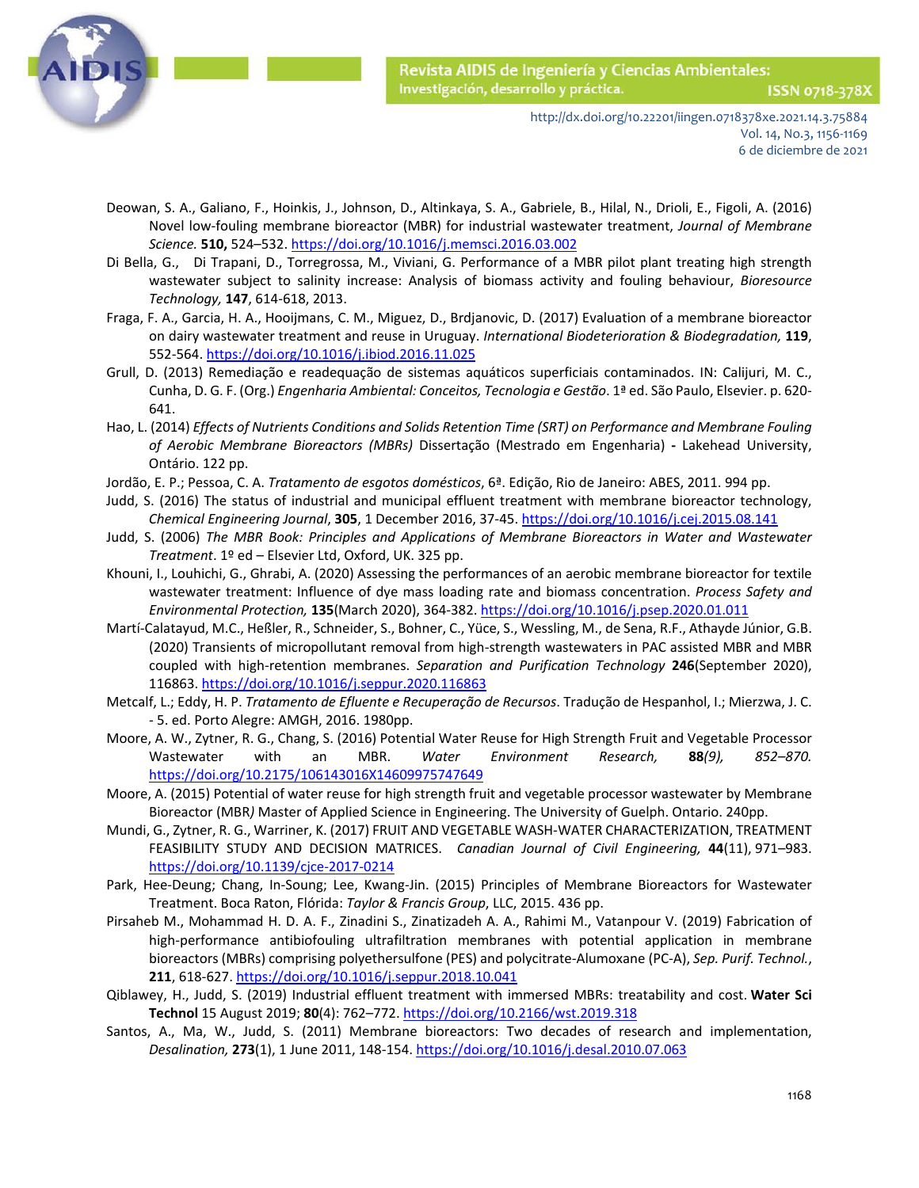Deowan, S. A., Galiano, F., Hoinkis, J., Johnson, D., Altinkaya, S. A., Gabriele, B., Hilal, N., Drioli, E., Figoli, A. (2016) Novel low-fouling membrane bioreactor (MBR) for industrial wastewater treatment, *Journal of Membrane Science.* **510,** 524–532. https://doi.org/10.1016/j.memsci.2016.03.002

Di Bella, G., Di Trapani, D., Torregrossa, M., Viviani, G. Performance of a MBR pilot plant treating high strength wastewater subject to salinity increase: Analysis of biomass activity and fouling behaviour, *Bioresource Technology,* **147**, 614-618, 2013.

Fraga, F. A., Garcia, H. A., Hooijmans, C. M., Miguez, D., Brdjanovic, D. (2017) Evaluation of a membrane bioreactor on dairy wastewater treatment and reuse in Uruguay. *International Biodeterioration & Biodegradation,* **119**, 552-564. https://doi.org/10.1016/j.ibiod.2016.11.025

Grull, D. (2013) Remediação e readequação de sistemas aquáticos superficiais contaminados. IN: Calijuri, M. C., Cunha, D. G. F. (Org.) *Engenharia Ambiental: Conceitos, Tecnologia e Gestão*. 1ª ed. São Paulo, Elsevier. p. 620-641.

Hao, L. (2014) *Effects of Nutrients Conditions and Solids Retention Time (SRT) on Performance and Membrane Fouling of Aerobic Membrane Bioreactors (MBRs)* Dissertação (Mestrado em Engenharia) **-** Lakehead University, Ontário. 122 pp.

Jordão, E. P.; Pessoa, C. A. *Tratamento de esgotos domésticos*, 6ª. Edição, Rio de Janeiro: ABES, 2011. 994 pp.

Judd, S. (2016) The status of industrial and municipal effluent treatment with membrane bioreactor technology, *Chemical Engineering Journal*, **305**, 1 December 2016, 37-45. https://doi.org/10.1016/j.cej.2015.08.141

Judd, S. (2006) *The MBR Book: Principles and Applications of Membrane Bioreactors in Water and Wastewater Treatment*. 1º ed – Elsevier Ltd, Oxford, UK. 325 pp.

Khouni, I., Louhichi, G., Ghrabi, A. (2020) Assessing the performances of an aerobic membrane bioreactor for textile wastewater treatment: Influence of dye mass loading rate and biomass concentration. *Process Safety and Environmental Protection,* **135**(March 2020), 364-382. https://doi.org/10.1016/j.psep.2020.01.011

Martí-Calatayud, M.C., Heßler, R., Schneider, S., Bohner, C., Yüce, S., Wessling, M., de Sena, R.F., Athayde Júnior, G.B. (2020) Transients of micropollutant removal from high-strength wastewaters in PAC assisted MBR and MBR coupled with high-retention membranes. *Separation and Purification Technology* **246**(September 2020), 116863. https://doi.org/10.1016/j.seppur.2020.116863

Metcalf, L.; Eddy, H. P. *Tratamento de Efluente e Recuperação de Recursos*. Tradução de Hespanhol, I.; Mierzwa, J. C. - 5. ed. Porto Alegre: AMGH, 2016. 1980pp.

Moore, A. W., Zytner, R. G., Chang, S. (2016) Potential Water Reuse for High Strength Fruit and Vegetable Processor Wastewater with an MBR. *Water Environment Research,* **88***(9), 852–870.* https://doi.org/10.2175/106143016X14609975747649

Moore, A. (2015) Potential of water reuse for high strength fruit and vegetable processor wastewater by Membrane Bioreactor (MBR*)* Master of Applied Science in Engineering. The University of Guelph. Ontario. 240pp.

Mundi, G., Zytner, R. G., Warriner, K. (2017) FRUIT AND VEGETABLE WASH-WATER CHARACTERIZATION, TREATMENT FEASIBILITY STUDY AND DECISION MATRICES. *Canadian Journal of Civil Engineering,* **44**(11), 971–983. https://doi.org/10.1139/cjce-2017-0214

Park, Hee-Deung; Chang, In-Soung; Lee, Kwang-Jin. (2015) Principles of Membrane Bioreactors for Wastewater Treatment. Boca Raton, Flórida: *Taylor & Francis Group*, LLC, 2015. 436 pp.

Pirsaheb M., Mohammad H. D. A. F., Zinadini S., Zinatizadeh A. A., Rahimi M., Vatanpour V. (2019) Fabrication of high-performance antibiofouling ultrafiltration membranes with potential application in membrane bioreactors (MBRs) comprising polyethersulfone (PES) and polycitrate-Alumoxane (PC-A), *Sep. Purif. Technol.*, **211**, 618-627. https://doi.org/10.1016/j.seppur.2018.10.041

Qiblawey, H., Judd, S. (2019) Industrial effluent treatment with immersed MBRs: treatability and cost. **Water Sci Technol** 15 August 2019; **80**(4): 762–772. https://doi.org/10.2166/wst.2019.318

Santos, A., Ma, W., Judd, S. (2011) Membrane bioreactors: Two decades of research and implementation, *Desalination,* **273**(1), 1 June 2011, 148-154. https://doi.org/10.1016/j.desal.2010.07.063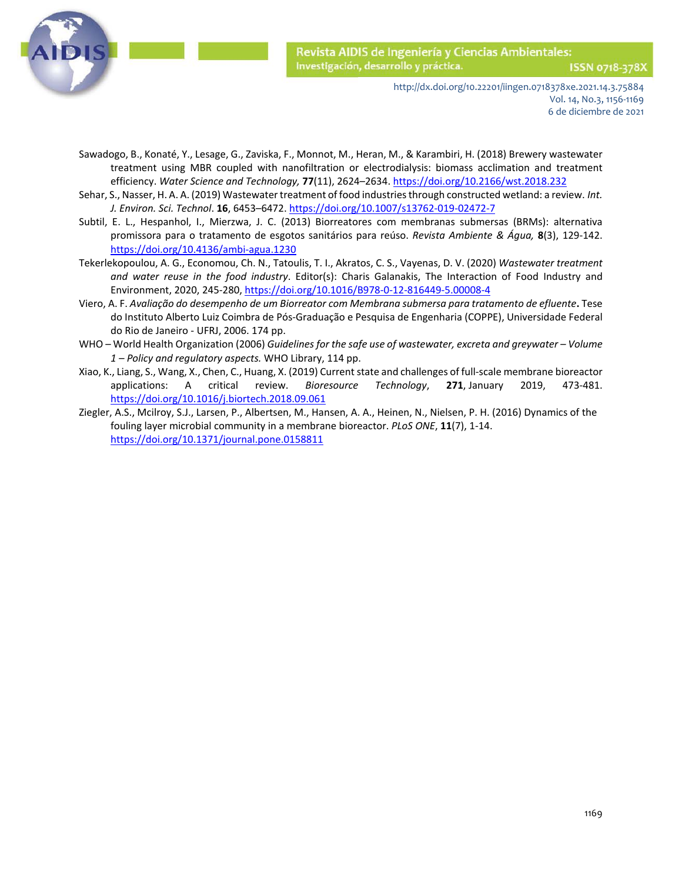Sawadogo, B., Konaté, Y., Lesage, G., Zaviska, F., Monnot, M., Heran, M., & Karambiri, H. (2018) Brewery wastewater treatment using MBR coupled with nanofiltration or electrodialysis: biomass acclimation and treatment efficiency. *Water Science and Technology,* **77**(11), 2624–2634. https://doi.org/10.2166/wst.2018.232

Sehar, S., Nasser, H. A. A. (2019) Wastewater treatment of food industries through constructed wetland: a review. *Int. J. Environ. Sci. Technol*. **16**, 6453–6472. https://doi.org/10.1007/s13762-019-02472-7

Subtil, E. L., Hespanhol, I., Mierzwa, J. C. (2013) Biorreatores com membranas submersas (BRMs): alternativa promissora para o tratamento de esgotos sanitários para reúso. *Revista Ambiente & Água,* **8**(3), 129-142. https://doi.org/10.4136/ambi-agua.1230

Tekerlekopoulou, A. G., Economou, Ch. N., Tatoulis, T. I., Akratos, C. S., Vayenas, D. V. (2020) *Wastewater treatment and water reuse in the food industry*. Editor(s): Charis Galanakis, The Interaction of Food Industry and Environment, 2020, 245-280, https://doi.org/10.1016/B978-0-12-816449-5.00008-4

Viero, A. F. *Avaliação do desempenho de um Biorreator com Membrana submersa para tratamento de efluente***.** Tese do Instituto Alberto Luiz Coimbra de Pós-Graduação e Pesquisa de Engenharia (COPPE), Universidade Federal do Rio de Janeiro - UFRJ, 2006. 174 pp.

WHO – World Health Organization (2006) *Guidelines for the safe use of wastewater, excreta and greywater – Volume 1 – Policy and regulatory aspects.* WHO Library, 114 pp.

Xiao, K., Liang, S., Wang, X., Chen, C., Huang, X. (2019) Current state and challenges of full-scale membrane bioreactor applications: A critical review. *Bioresource Technology*, **271**, January 2019, 473-481. https://doi.org/10.1016/j.biortech.2018.09.061

Ziegler, A.S., Mcilroy, S.J., Larsen, P., Albertsen, M., Hansen, A. A., Heinen, N., Nielsen, P. H. (2016) Dynamics of the fouling layer microbial community in a membrane bioreactor. *PLoS ONE*, **11**(7), 1-14. https://doi.org/10.1371/journal.pone.0158811